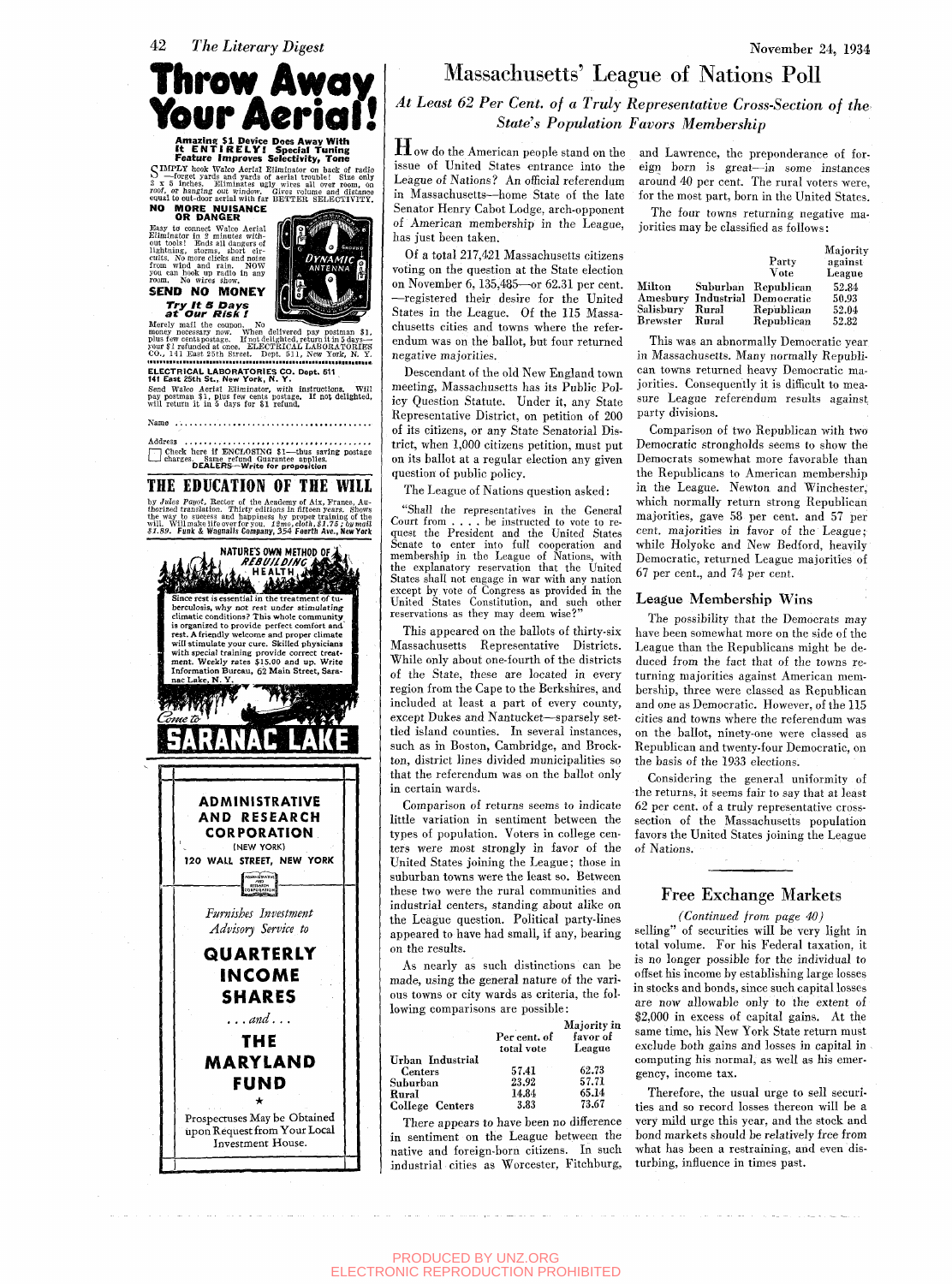# Throw Away Your Aerial!

**Amazing $1 Device Does Away With It ENTIRELY! Special Tuning Feature Improves Selectivity, Tone**

SIMPLY hook Walco Aerial Eliminator on back of radio —forget yards and yards of aerial trouble! Size only 3 x 5 inches. Eliminates ugly wires all over room, on roof, or hanging out window. Gives volume and distance equal to out-door aerial with far BETTER SELECTIVITY.

**NO MORE NUISANCE OR DANGER**

Easy to connect Walco Aerial Eliminator in 2 minutes without tools! Ends all dangers of lightning, storms, short circuits. No more clicks and noise from wind and rain. NOW you can hook up radio in any room. No wires show.

**SEND NO MONEY**

***Try It 5 Days at Our Risk!***

Merely mail the coupon. No money necessary now. When delivered pay postman $1, plus few cents postage. If not delighted, return it in 5 days—your $1 refunded at once. ELECTRICAL LABORATORIES CO., 141 East 25th Street. Dept. 511, New York, N. Y.

**ELECTRICAL LABORATORIES CO. Dept. 511**
**141 East 25th St., New York, N. Y.**

Send Walco Aerial Eliminator, with instructions. Will pay postman $1, plus few cents postage. If not delighted, will return it in 5 days for $1 refund.

Name ........................................

Address ........................................

☐ Check here if ENCLOSING $1—thus saving postage charges. Same refund Guarantee applies.
**DEALERS—Write for proposition**

## THE EDUCATION OF THE WILL

by *Jules Payot*, Rector of the Academy of Aix, France. Authorized translation. Thirty editions in fifteen years. Shows the way to success and happiness by proper training of the will. Will make life over for you. *12mo, cloth, $1.75; by mail $1.89.* **Funk & Wagnalls Company, 354 Fourth Ave., New York**

**NATURE'S OWN METHOD OF REBUILDING HEALTH**

Since rest is essential in the treatment of tuberculosis, why not rest under stimulating climatic conditions? This whole community is organized to provide perfect comfort and rest. A friendly welcome and proper climate will stimulate your cure. Skilled physicians with special training provide correct treatment. Weekly rates $15.00 and up. Write Information Bureau, 62 Main Street, Saranac Lake, N. Y.

*Come to* **SARANAC LAKE**

**ADMINISTRATIVE AND RESEARCH CORPORATION**
(NEW YORK)
**120 WALL STREET, NEW YORK**

*Furnishes Investment Advisory Service to*

**QUARTERLY INCOME SHARES**

*. . . and . . .*

**THE MARYLAND FUND**

★

Prospectuses May be Obtained upon Request from Your Local Investment House.

# Massachusetts' League of Nations Poll

*At Least 62 Per Cent. of a Truly Representative Cross-Section of the State's Population Favors Membership*

How do the American people stand on the issue of United States entrance into the League of Nations? An official referendum in Massachusetts—home State of the late Senator Henry Cabot Lodge, arch-opponent of American membership in the League, has just been taken.

Of a total 217,421 Massachusetts citizens voting on the question at the State election on November 6, 135,485—or 62.31 per cent. —registered their desire for the United States to join the League. Of the 115 Massachusetts cities and towns where the referendum was on the ballot, but four returned negative majorities.

Descendant of the old New England town meeting, Massachusetts has its Public Policy Question Statute. Under it, any State Representative District, on petition of 200 of its citizens, or any State Senatorial District, when 1,000 citizens petition, must put on its ballot at a regular election any given question of public policy.

The League of Nations question asked:

"Shall the representatives in the General Court from . . . . be instructed to vote to request the President and the United States Senate to enter into full cooperation and membership in the League of Nations, with the explanatory reservation that the United States shall not engage in war with any nation except by vote of Congress as provided in the United States Constitution, and such other reservations as they may deem wise?"

This appeared on the ballots of thirty-six Massachusetts Representative Districts. While only about one-fourth of the districts of the State, these are located in every region from the Cape to the Berkshires, and included at least a part of every county, except Dukes and Nantucket—sparsely settled island counties. In several instances, such as in Boston, Cambridge, and Brockton, district lines divided municipalities so that the referendum was on the ballot only in certain wards.

Comparison of returns seems to indicate little variation in sentiment between the types of population. Voters in college centers were most strongly in favor of the United States joining the League; those in suburban towns were the least so. Between these two were the rural communities and industrial centers, standing about alike on the League question. Political party-lines appeared to have had small, if any, bearing on the results.

As nearly as such distinctions can be made, using the general nature of the various towns or city wards as criteria, the following comparisons are possible:

| | Per cent. of total vote | Majority in favor of League |
|---|---|---|
| Urban Industrial Centers | 57.41 | 62.73 |
| Suburban | 23.92 | 57.71 |
| Rural | 14.84 | 65.14 |
| College Centers | 3.83 | 73.67 |

There appears to have been no difference in sentiment on the League between the native and foreign-born citizens. In such industrial cities as Worcester, Fitchburg, and Lawrence, the preponderance of foreign born is great—in some instances around 40 per cent. The rural voters were, for the most part, born in the United States.

The four towns returning negative majorities may be classified as follows:

| | | Party Vote | Majority against League |
|---|---|---|---|
| Milton | Suburban | Republican | 52.84 |
| Amesbury | Industrial | Democratic | 50.93 |
| Salisbury | Rural | Republican | 52.04 |
| Brewster | Rural | Republican | 52.82 |

This was an abnormally Democratic year in Massachusetts. Many normally Republican towns returned heavy Democratic majorities. Consequently it is difficult to measure League referendum results against party divisions.

Comparison of two Republican with two Democratic strongholds seems to show the Democrats somewhat more favorable than the Republicans to American membership in the League. Newton and Winchester, which normally return strong Republican majorities, gave 58 per cent. and 57 per cent. majorities in favor of the League; while Holyoke and New Bedford, heavily Democratic, returned League majorities of 67 per cent., and 74 per cent.

### League Membership Wins

The possibility that the Democrats may have been somewhat more on the side of the League than the Republicans might be deduced from the fact that of the towns returning majorities against American membership, three were classed as Republican and one as Democratic. However, of the 115 cities and towns where the referendum was on the ballot, ninety-one were classed as Republican and twenty-four Democratic, on the basis of the 1933 elections.

Considering the general uniformity of the returns, it seems fair to say that at least 62 per cent. of a truly representative cross-section of the Massachusetts population favors the United States joining the League of Nations.

## Free Exchange Markets

*(Continued from page 40)*

selling" of securities will be very light in total volume. For his Federal taxation, it is no longer possible for the individual to offset his income by establishing large losses in stocks and bonds, since such capital losses are now allowable only to the extent of $2,000 in excess of capital gains. At the same time, his New York State return must exclude both gains and losses in capital in computing his normal, as well as his emergency, income tax.

Therefore, the usual urge to sell securities and so record losses thereon will be a very mild urge this year, and the stock and bond markets should be relatively free from what has been a restraining, and even disturbing, influence in times past.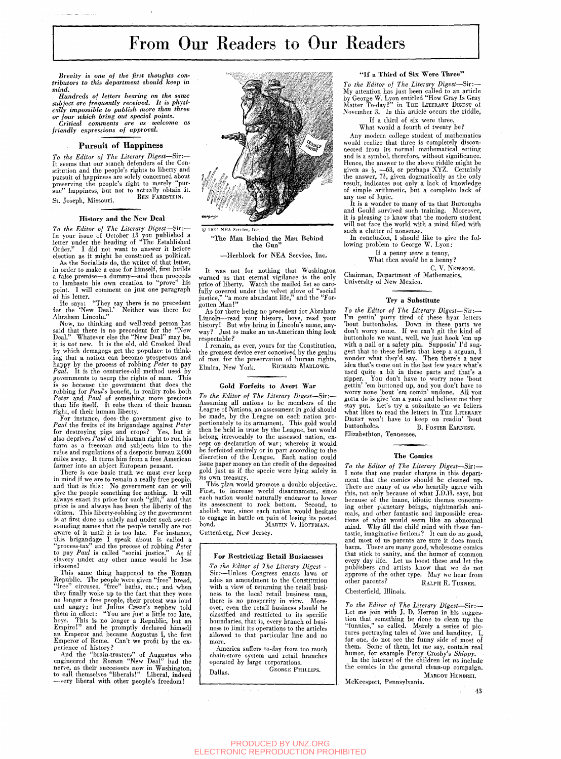# From Our Readers to Our Readers

*Brevity is one of the first thoughts contributors to this department should keep in mind.*

*Hundreds of letters bearing on the same subject are frequently received. It is physically impossible to publish more than three or four which bring out special points.*

*Critical comments are as welcome as friendly expressions of approval.*

### Pursuit of Happiness

*To the Editor of The Literary Digest*—Sir:—It seems that our stanch defenders of the Constitution and the people's rights to liberty and pursuit of happiness are solely concerned about preserving the people's right to merely "pursue" happiness, but not to actually obtain it.

BEN FARBSTEIN.

St. Joseph, Missouri.

### History and the New Deal

*To the Editor of The Literary Digest*—Sir:—In your issue of October 13 you published a letter under the heading of "The Established Order." I did not want to answer it before election as it might be construed as political.

As the Socialists do, the writer of that letter, in order to make a case for himself, first builds a false premise—a dummy—and then proceeds to lambaste his own creation to "prove" his point. I will comment on just one paragraph of his letter.

He says: "They say there is no precedent for the 'New Deal.' Neither was there for Abraham Lincoln."

Now, no thinking and well-read person has said that there is no precedent for the "New Deal." Whatever else the "New Deal" may be, it is *not* new. It is the old, old Crooked Deal by which demagogs get the populace to thinking that a nation can become prosperous and happy by the process of robbing *Peter* to pay *Paul*. It is the centuries-old method used by governments to usurp the rights of man. This is so because the government that does the robbing for *Paul's* benefit, in reality robs both *Peter* and *Paul* of something more precious than life itself. It robs them of their human right, of their human liberty.

For instance, does the government give to *Paul* the fruits of its brigandage against *Peter* for destroying pigs and crops? Yes, but it also deprives *Paul* of his human right to run his farm as a freeman and subjects him to the rules and regulations of a despotic bureau 2,000 miles away. It turns him from a free American farmer into an abject European peasant.

There is one basic truth we must ever keep in mind if we are to remain a really free people, and that is this: No government can or will give the people something for nothing. It will always exact its price for such "gift," and that price is and always has been the liberty of the citizen. This liberty-robbing by the government is at first done so subtly and under such sweet-sounding names that the people usually are not aware of it until it is too late. For instance, this brigandage I speak about is called a "process-tax" and the process of robbing *Peter* to pay *Paul* is called "social justice." As if slavery under any other name would be less irksome!

This same thing happened to the Roman Republic. The people were given "free" bread, "free" circuses, "free" baths, etc.; and when they finally woke up to the fact that they were no longer a free people, their protest was loud and angry; but Julius Cæsar's nephew told them in effect: "You are just a little too late, boys. This is no longer a Republic, but an Empire!" and he promptly declared himself an Emperor and became Augustus I, the first Emperor of Rome. Can't we profit by the experience of history?

And the "brain-trusters" of Augustus who engineered the Roman "New Deal" had the nerve, as their successors now in Washington, to call themselves "liberals!" Liberal, indeed—very liberal with other people's freedom!

© 1934 NEA Service, Inc.

"The Man Behind the Man Behind the Gun"

—Herblock for NEA Service, Inc.

It was not for nothing that Washington warned us that eternal vigilance is the only price of liberty. Watch the mailed fist so carefully covered under the velvet glove of "social justice," "a more abundant life," and the "Forgotten Man!"

As for there being no precedent for Abraham Lincoln—read your history, boys, read your history! But why bring in Lincoln's name, anyway? Just to make an un-American thing look respectable?

I remain, as ever, yours for the Constitution, the greatest device ever conceived by the genius of man for the preservation of human rights,

RICHARD MARLOWE.

Elmira, New York.

### Gold Forfeits to Avert War

*To the Editor of The Literary Digest*—Sir:—Assuming all nations to be members of the League of Nations, an assessment in gold should be made, by the League on each nation proportionately to its armament. This gold would then be held in trust by the League, but would belong irrevocably to the assessed nation, except on declaration of war; whereby it would be forfeited entirely or in part according to the discretion of the League. Each nation could issue paper money on the credit of the deposited gold just as if the specie were lying safely in its own treasury.

This plan would promote a double objective. First, to increase world disarmament, since each nation would naturally endeavor to lower its assessment to rock bottom. Second, to abolish war, since each nation would hesitate to engage in battle on pain of losing its posted bond.

MARTIN V. HOFFMAN.

Guttenberg, New Jersey.

### For Restricting Retail Businesses

*To the Editor of The Literary Digest*—Sir:—Unless Congress enacts laws or adds an amendment to the Constitution with a view of returning the retail business to the local retail business man, there is no prosperity in view. Moreover, even the retail business should be classified and restricted to its specific boundaries, that is, every branch of business to limit its operations to the articles allowed to that particular line and no more.

America suffers to-day from too much chain-store system and retail branches operated by large corporations.

Dallas.

GEORGE PHILLIPS.

### "If a Third of Six Were Three"

*To the Editor of The Literary Digest*—Sir:—My attention has just been called to an article by George W. Lyon entitled "How Gray Is Gray Matter To-day?" in THE LITERARY DIGEST of November 3. In this article occurs the riddle,

> If a third of six were three,
> What would a fourth of twenty be?

Any modern college student of mathematics would realize that three is completely disconnected from its normal mathematical setting and is a symbol, therefore, without significance. Hence, the answer to the above riddle might be given as $\frac{1}{2}$, —63, or perhaps XYZ. Certainly the answer, $7\frac{1}{2}$, given dogmatically as the only result, indicates not only a lack of knowledge of simple arithmetic, but a complete lack of any use of logic.

It is a wonder to many of us that Burroughs and Gould survived such training. Moreover, it is pleasing to know that the modern student will not face the world with a mind filled with such a clutter of nonsense.

In conclusion, I should like to give the following problem to George W. Lyon:

> If a penny *were* a tenny,
> What then *would* be a henny?

C. V. NEWSOM.

Chairman, Department of Mathematics, University of New Mexico.

### Try a Substitute

*To the Editor of The Literary Digest*—Sir:—I'm gettin' purty tired of these hyar letters 'bout buttonholes. Down in these parts we don't worry none. If we can't git the kind of buttonhole we want, well, we just hook 'em up with a nail or a safety pin. Supposin' I'd suggest that to these fellers that keep a arguan, I wonder what they'd say. Then there's a new idea that's come out in the last few years what's used quite a bit in these parts and that's a zipper. You don't have to worry none 'bout gettin' 'em buttoned up, and you don't have to worry none 'bout 'em comin' undone. All you gotta do is give 'em a yank and believe me they stay put. Let's try a substitute so we fellers what likes to read the letters in THE LITERARY DIGEST won't have to keep on readin' 'bout buttonholes.

B. FOSTER EARNEST.

Elizabethton, Tennessee.

### The Comics

*To the Editor of The Literary Digest*—Sir:—I note that one reader charges in this department that the comics should be cleaned up. There are many of us who heartily agree with this, not only because of what J.D.H. says, but because of the inane, idiotic themes concerning other planetary beings, nightmarish animals, and other fantastic and impossible creations of what would seem like an abnormal mind. Why fill the child mind with these fantastic, imaginative fictions? It can do no good, and most of us parents are sure it does much harm. There are many good, wholesome comics that stick to sanity, and the humor of common every day life. Let us boost these and let the publishers and artists know that we do not approve of the other type. May we hear from other parents?

RALPH R. TURNER.

Chesterfield, Illinois.

*To the Editor of The Literary Digest*—Sir:—Let me join with J. D. Herron in his suggestion that something be done to clean up the "funnies," so called. Merely a series of pictures portraying tales of love and banditry. I, for one, do not see the funny side of most of them. Some of them, let me say, contain real humor, for example Percy Crosby's *Skippy*.

In the interest of the children let us include the comics in the general clean-up compaign.

MARGOT HENDREL.

McKeesport, Pennsylvania.